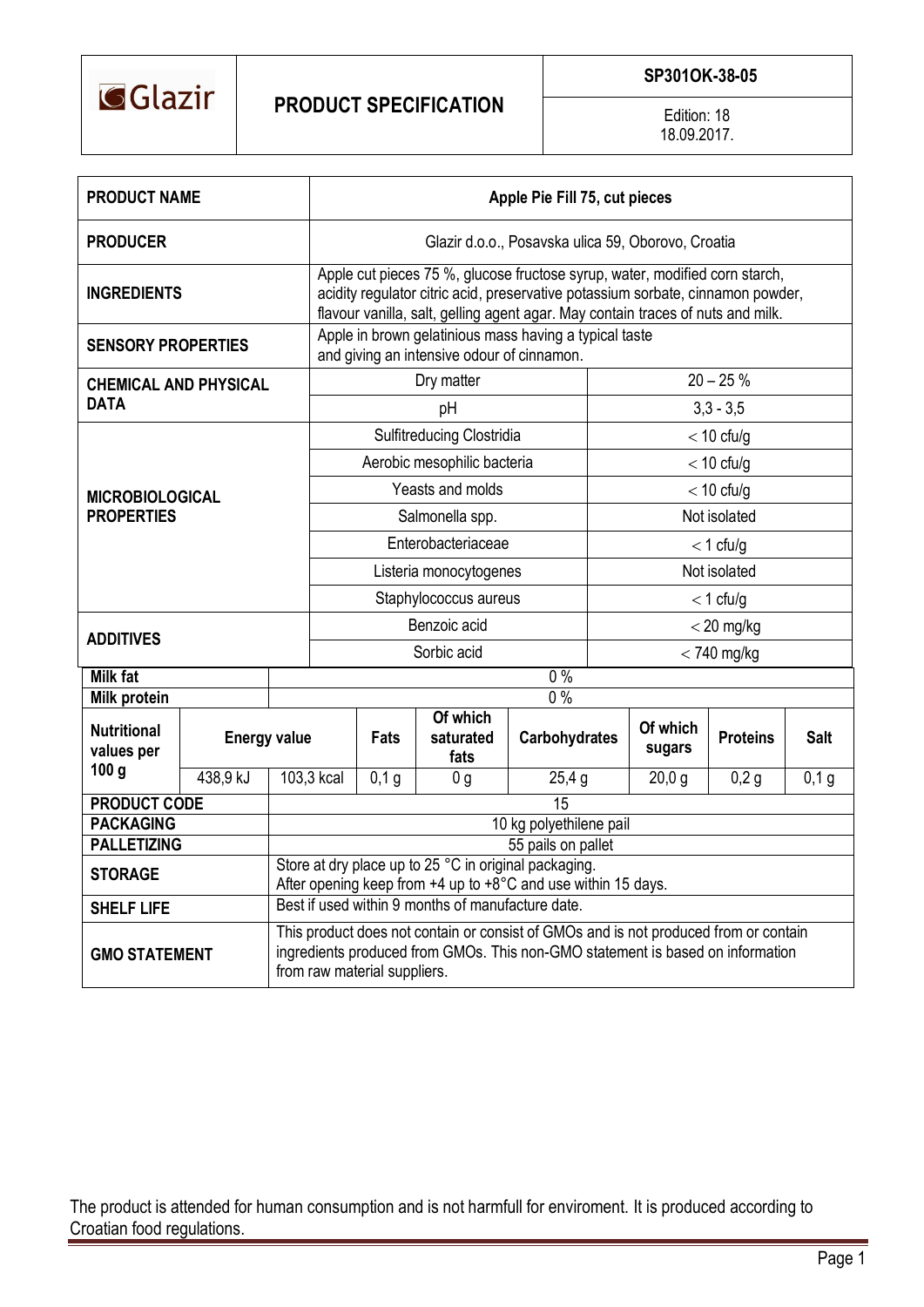**Glazir**

## PRODUCT SPECIFICATION

**SP301OK-38-05**

Edition: 18
18.09.2017.

| | | |
|---|---|---|
| **PRODUCT NAME** | **Apple Pie Fill 75, cut pieces** | |
| **PRODUCER** | Glazir d.o.o., Posavska ulica 59, Oborovo, Croatia | |
| **INGREDIENTS** | Apple cut pieces 75 %, glucose fructose syrup, water, modified corn starch, acidity regulator citric acid, preservative potassium sorbate, cinnamon powder, flavour vanilla, salt, gelling agent agar. May contain traces of nuts and milk. | |
| **SENSORY PROPERTIES** | Apple in brown gelatinious mass having a typical taste and giving an intensive odour of cinnamon. | |
| **CHEMICAL AND PHYSICAL DATA** | Dry matter | 20 – 25 % |
| | pH | 3,3 - 3,5 |
| **MICROBIOLOGICAL PROPERTIES** | Sulfitreducing Clostridia | < 10 cfu/g |
| | Aerobic mesophilic bacteria | < 10 cfu/g |
| | Yeasts and molds | < 10 cfu/g |
| | Salmonella spp. | Not isolated |
| | Enterobacteriaceae | < 1 cfu/g |
| | Listeria monocytogenes | Not isolated |
| | Staphylococcus aureus | < 1 cfu/g |
| **ADDITIVES** | Benzoic acid | < 20 mg/kg |
| | Sorbic acid | < 740 mg/kg |

| | | | | | | | | |
|---|---|---|---|---|---|---|---|---|
| **Milk fat** | 0 % | | | | | | | |
| **Milk protein** | 0 % | | | | | | | |
| **Nutritional values per 100 g** | **Energy value** | | **Fats** | **Of which saturated fats** | **Carbohydrates** | **Of which sugars** | **Proteins** | **Salt** |
| | 438,9 kJ | 103,3 kcal | 0,1 g | 0 g | 25,4 g | 20,0 g | 0,2 g | 0,1 g |
| **PRODUCT CODE** | 15 | | | | | | | |
| **PACKAGING** | 10 kg polyethilene pail | | | | | | | |
| **PALLETIZING** | 55 pails on pallet | | | | | | | |
| **STORAGE** | Store at dry place up to 25 °C in original packaging. After opening keep from +4 up to +8°C and use within 15 days. | | | | | | | |
| **SHELF LIFE** | Best if used within 9 months of manufacture date. | | | | | | | |
| **GMO STATEMENT** | This product does not contain or consist of GMOs and is not produced from or contain ingredients produced from GMOs. This non-GMO statement is based on information from raw material suppliers. | | | | | | | |

The product is attended for human consumption and is not harmfull for enviroment. It is produced according to Croatian food regulations.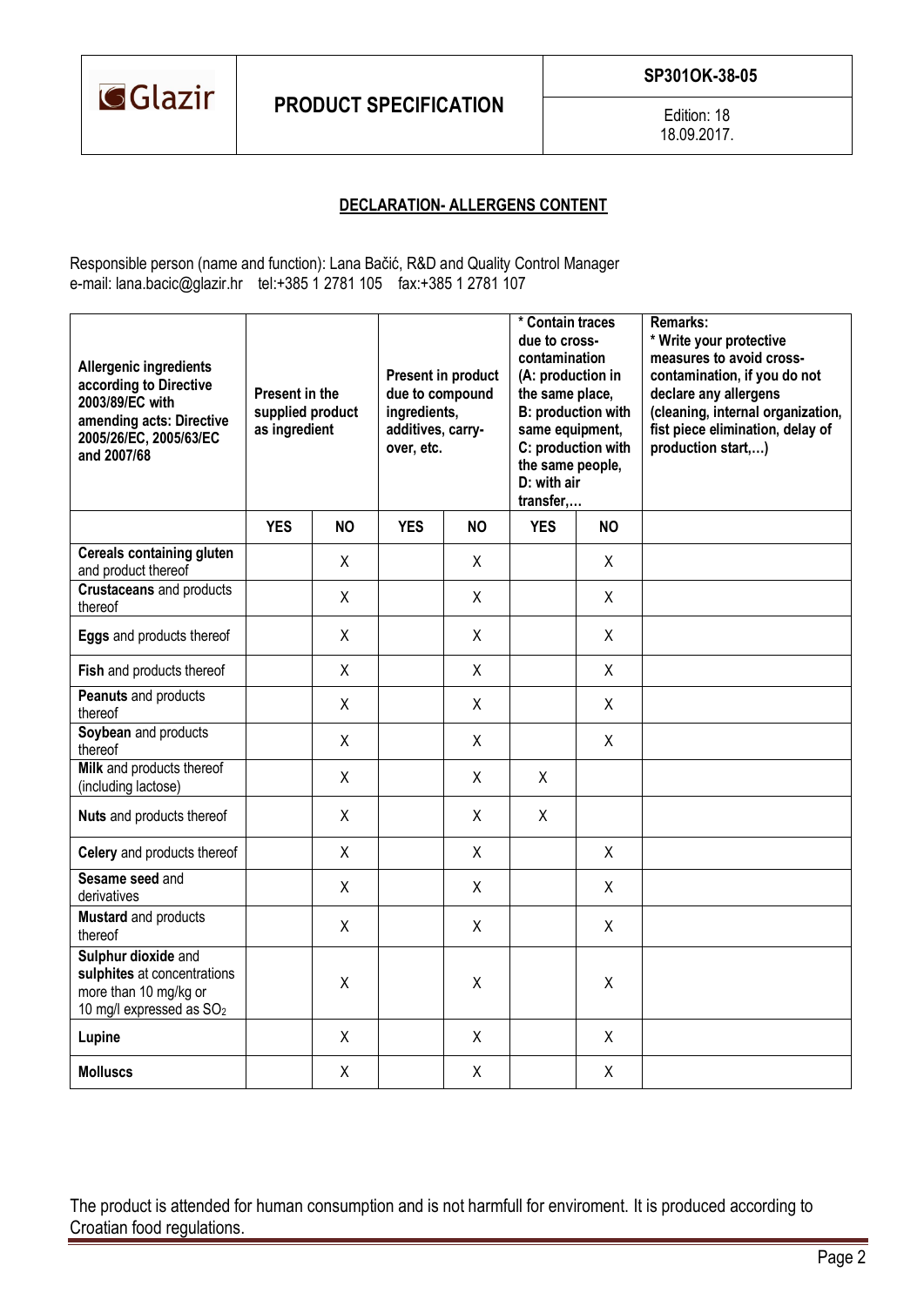| Glazir | PRODUCT SPECIFICATION | SP301OK-38-05 |
|---|---|---|
| | | Edition: 18<br>18.09.2017. |

## DECLARATION- ALLERGENS CONTENT

Responsible person (name and function): Lana Bačić, R&D and Quality Control Manager
e-mail: lana.bacic@glazir.hr tel:+385 1 2781 105 fax:+385 1 2781 107

| Allergenic ingredients according to Directive 2003/89/EC with amending acts: Directive 2005/26/EC, 2005/63/EC and 2007/68 | Present in the supplied product as ingredient | | Present in product due to compound ingredients, additives, carry-over, etc. | | * Contain traces due to cross-contamination (A: production in the same place, B: production with same equipment, C: production with the same people, D: with air transfer,… | | Remarks: * Write your protective measures to avoid cross-contamination, if you do not declare any allergens (cleaning, internal organization, fist piece elimination, delay of production start,…) |
|---|---|---|---|---|---|---|---|
| | YES | NO | YES | NO | YES | NO | |
| **Cereals containing gluten** and product thereof | | X | | X | | X | |
| **Crustaceans** and products thereof | | X | | X | | X | |
| **Eggs** and products thereof | | X | | X | | X | |
| **Fish** and products thereof | | X | | X | | X | |
| **Peanuts** and products thereof | | X | | X | | X | |
| **Soybean** and products thereof | | X | | X | | X | |
| **Milk** and products thereof (including lactose) | | X | | X | X | | |
| **Nuts** and products thereof | | X | | X | X | | |
| **Celery** and products thereof | | X | | X | | X | |
| **Sesame seed** and derivatives | | X | | X | | X | |
| **Mustard** and products thereof | | X | | X | | X | |
| **Sulphur dioxide** and **sulphites** at concentrations more than 10 mg/kg or 10 mg/l expressed as $SO_2$ | | X | | X | | X | |
| **Lupine** | | X | | X | | X | |
| **Molluscs** | | X | | X | | X | |

The product is attended for human consumption and is not harmfull for enviroment. It is produced according to Croatian food regulations.